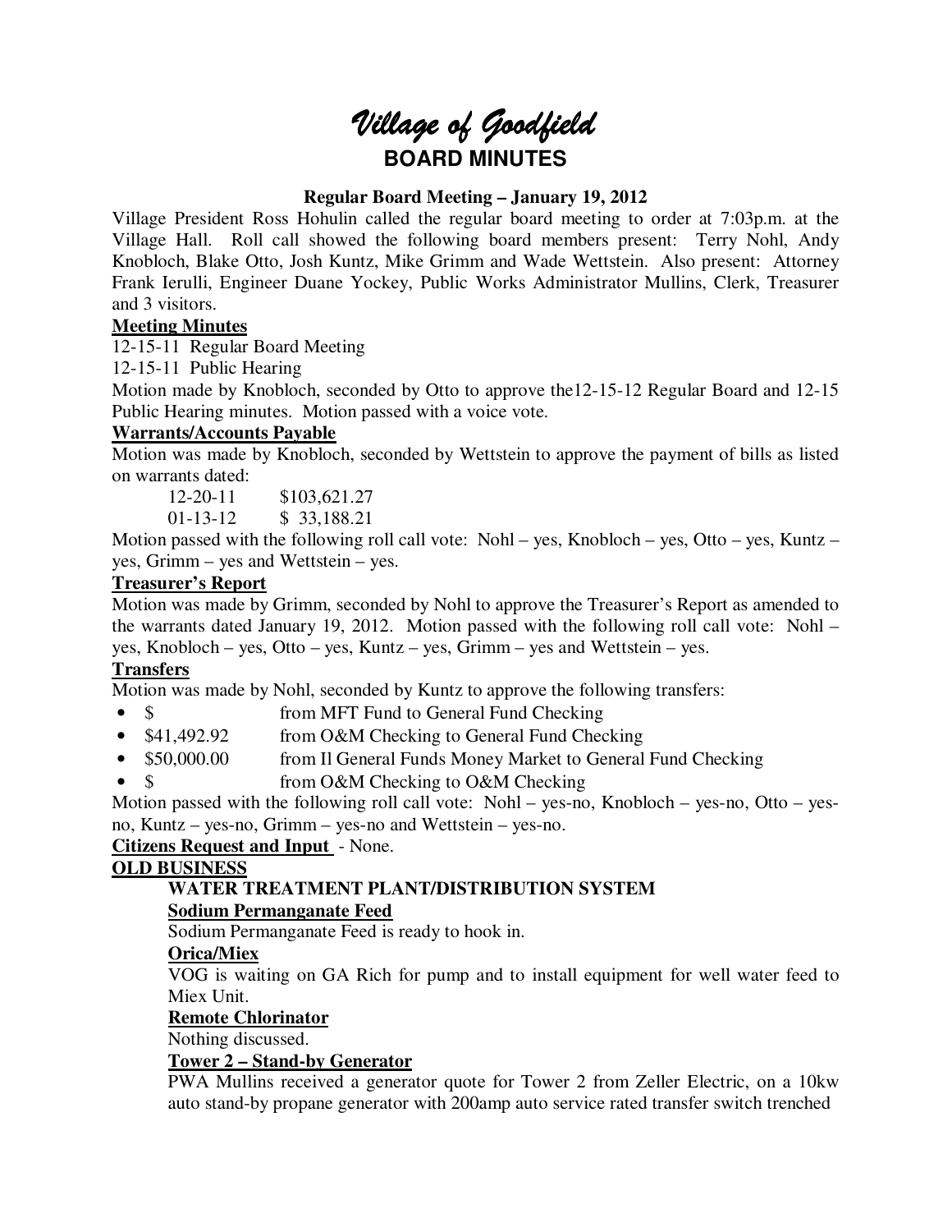# *Village of Goodfield*

## BOARD MINUTES

**Regular Board Meeting – January 19, 2012**

Village President Ross Hohulin called the regular board meeting to order at 7:03p.m. at the Village Hall. Roll call showed the following board members present: Terry Nohl, Andy Knobloch, Blake Otto, Josh Kuntz, Mike Grimm and Wade Wettstein. Also present: Attorney Frank Ierulli, Engineer Duane Yockey, Public Works Administrator Mullins, Clerk, Treasurer and 3 visitors.

**Meeting Minutes**

12-15-11 Regular Board Meeting

12-15-11 Public Hearing

Motion made by Knobloch, seconded by Otto to approve the12-15-12 Regular Board and 12-15 Public Hearing minutes. Motion passed with a voice vote.

**Warrants/Accounts Payable**

Motion was made by Knobloch, seconded by Wettstein to approve the payment of bills as listed on warrants dated:

12-20-11 $103,621.27

01-13-12 $ 33,188.21

Motion passed with the following roll call vote: Nohl – yes, Knobloch – yes, Otto – yes, Kuntz – yes, Grimm – yes and Wettstein – yes.

**Treasurer's Report**

Motion was made by Grimm, seconded by Nohl to approve the Treasurer's Report as amended to the warrants dated January 19, 2012. Motion passed with the following roll call vote: Nohl – yes, Knobloch – yes, Otto – yes, Kuntz – yes, Grimm – yes and Wettstein – yes.

**Transfers**

Motion was made by Nohl, seconded by Kuntz to approve the following transfers:

- $ from MFT Fund to General Fund Checking
- $41,492.92 from O&M Checking to General Fund Checking
- $50,000.00 from Il General Funds Money Market to General Fund Checking
- $ from O&M Checking to O&M Checking

Motion passed with the following roll call vote: Nohl – yes-no, Knobloch – yes-no, Otto – yes-no, Kuntz – yes-no, Grimm – yes-no and Wettstein – yes-no.

**Citizens Request and Input** - None.

**OLD BUSINESS**

**WATER TREATMENT PLANT/DISTRIBUTION SYSTEM**

**Sodium Permanganate Feed**

Sodium Permanganate Feed is ready to hook in.

**Orica/Miex**

VOG is waiting on GA Rich for pump and to install equipment for well water feed to Miex Unit.

**Remote Chlorinator**

Nothing discussed.

**Tower 2 – Stand-by Generator**

PWA Mullins received a generator quote for Tower 2 from Zeller Electric, on a 10kw auto stand-by propane generator with 200amp auto service rated transfer switch trenched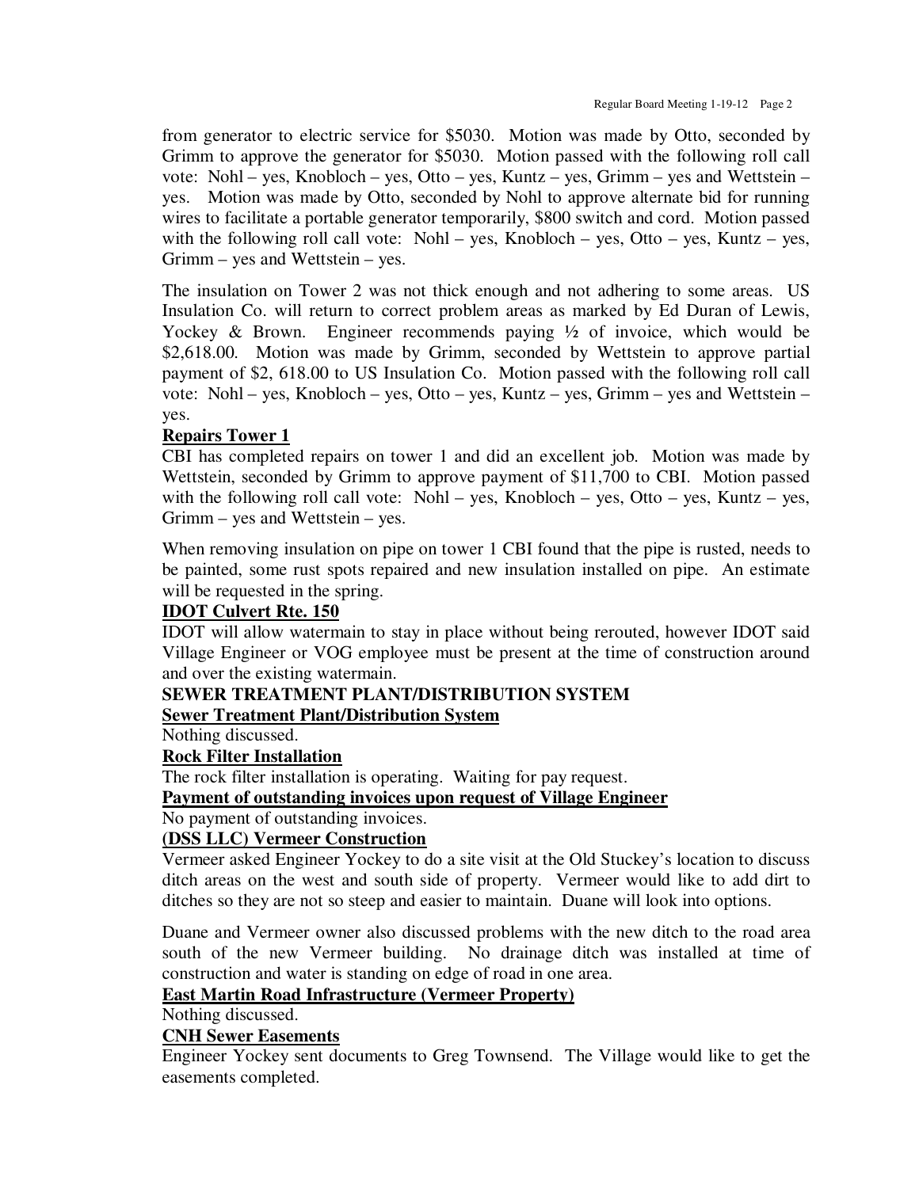from generator to electric service for $5030. Motion was made by Otto, seconded by Grimm to approve the generator for $5030. Motion passed with the following roll call vote: Nohl – yes, Knobloch – yes, Otto – yes, Kuntz – yes, Grimm – yes and Wettstein – yes. Motion was made by Otto, seconded by Nohl to approve alternate bid for running wires to facilitate a portable generator temporarily, $800 switch and cord. Motion passed with the following roll call vote: Nohl – yes, Knobloch – yes, Otto – yes, Kuntz – yes, Grimm – yes and Wettstein – yes.

The insulation on Tower 2 was not thick enough and not adhering to some areas. US Insulation Co. will return to correct problem areas as marked by Ed Duran of Lewis, Yockey & Brown. Engineer recommends paying ½ of invoice, which would be $2,618.00. Motion was made by Grimm, seconded by Wettstein to approve partial payment of $2, 618.00 to US Insulation Co. Motion passed with the following roll call vote: Nohl – yes, Knobloch – yes, Otto – yes, Kuntz – yes, Grimm – yes and Wettstein – yes.

**Repairs Tower 1**

CBI has completed repairs on tower 1 and did an excellent job. Motion was made by Wettstein, seconded by Grimm to approve payment of $11,700 to CBI. Motion passed with the following roll call vote: Nohl – yes, Knobloch – yes, Otto – yes, Kuntz – yes, Grimm – yes and Wettstein – yes.

When removing insulation on pipe on tower 1 CBI found that the pipe is rusted, needs to be painted, some rust spots repaired and new insulation installed on pipe. An estimate will be requested in the spring.

**IDOT Culvert Rte. 150**

IDOT will allow watermain to stay in place without being rerouted, however IDOT said Village Engineer or VOG employee must be present at the time of construction around and over the existing watermain.

**SEWER TREATMENT PLANT/DISTRIBUTION SYSTEM**

**Sewer Treatment Plant/Distribution System**

Nothing discussed.

**Rock Filter Installation**

The rock filter installation is operating. Waiting for pay request.

**Payment of outstanding invoices upon request of Village Engineer**

No payment of outstanding invoices.

**(DSS LLC) Vermeer Construction**

Vermeer asked Engineer Yockey to do a site visit at the Old Stuckey's location to discuss ditch areas on the west and south side of property. Vermeer would like to add dirt to ditches so they are not so steep and easier to maintain. Duane will look into options.

Duane and Vermeer owner also discussed problems with the new ditch to the road area south of the new Vermeer building. No drainage ditch was installed at time of construction and water is standing on edge of road in one area.

**East Martin Road Infrastructure (Vermeer Property)**

Nothing discussed.

**CNH Sewer Easements**

Engineer Yockey sent documents to Greg Townsend. The Village would like to get the easements completed.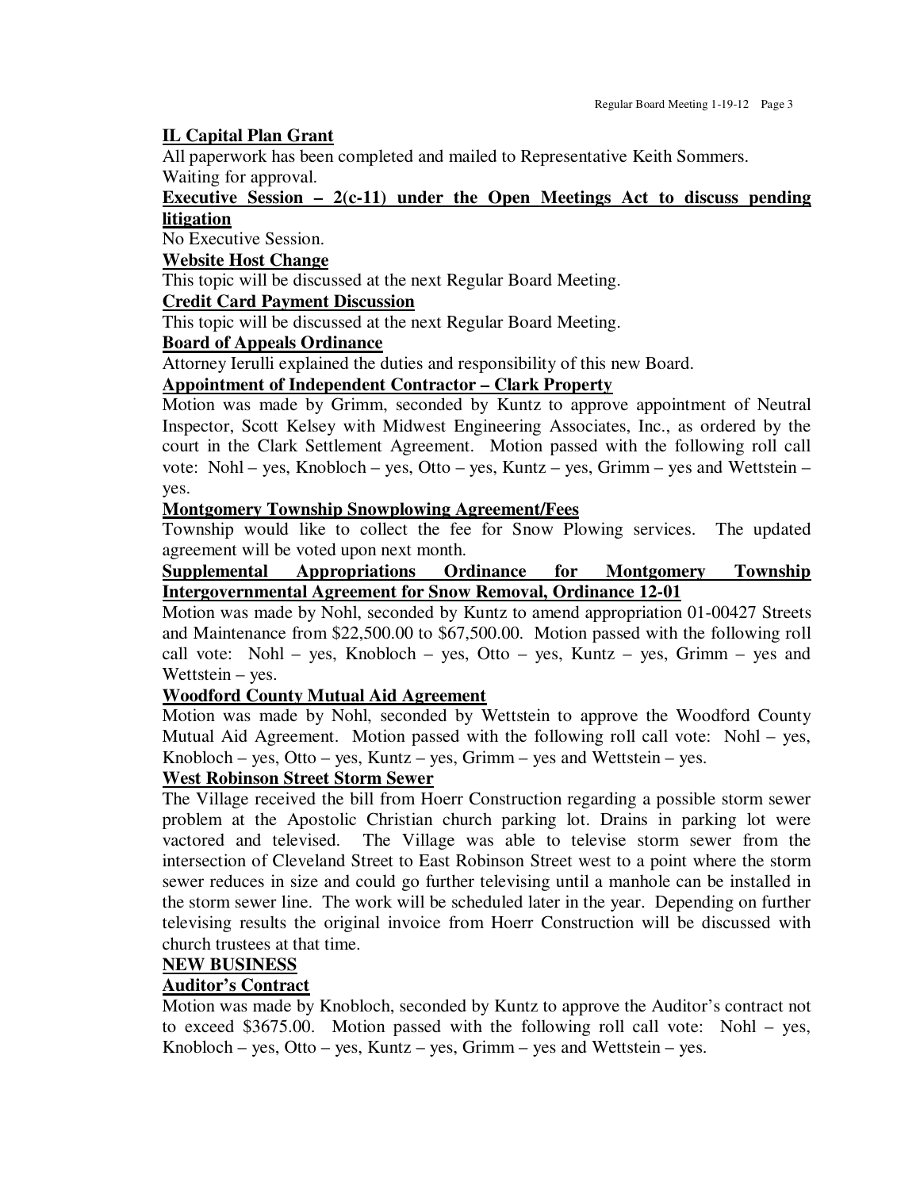**IL Capital Plan Grant**

All paperwork has been completed and mailed to Representative Keith Sommers. Waiting for approval.

**Executive Session – 2(c-11) under the Open Meetings Act to discuss pending litigation**

No Executive Session.

**Website Host Change**

This topic will be discussed at the next Regular Board Meeting.

**Credit Card Payment Discussion**

This topic will be discussed at the next Regular Board Meeting.

**Board of Appeals Ordinance**

Attorney Ierulli explained the duties and responsibility of this new Board.

**Appointment of Independent Contractor – Clark Property**

Motion was made by Grimm, seconded by Kuntz to approve appointment of Neutral Inspector, Scott Kelsey with Midwest Engineering Associates, Inc., as ordered by the court in the Clark Settlement Agreement. Motion passed with the following roll call vote: Nohl – yes, Knobloch – yes, Otto – yes, Kuntz – yes, Grimm – yes and Wettstein – yes.

**Montgomery Township Snowplowing Agreement/Fees**

Township would like to collect the fee for Snow Plowing services. The updated agreement will be voted upon next month.

**Supplemental Appropriations Ordinance for Montgomery Township Intergovernmental Agreement for Snow Removal, Ordinance 12-01**

Motion was made by Nohl, seconded by Kuntz to amend appropriation 01-00427 Streets and Maintenance from $22,500.00 to $67,500.00. Motion passed with the following roll call vote: Nohl – yes, Knobloch – yes, Otto – yes, Kuntz – yes, Grimm – yes and Wettstein – yes.

**Woodford County Mutual Aid Agreement**

Motion was made by Nohl, seconded by Wettstein to approve the Woodford County Mutual Aid Agreement. Motion passed with the following roll call vote: Nohl – yes, Knobloch – yes, Otto – yes, Kuntz – yes, Grimm – yes and Wettstein – yes.

**West Robinson Street Storm Sewer**

The Village received the bill from Hoerr Construction regarding a possible storm sewer problem at the Apostolic Christian church parking lot. Drains in parking lot were vactored and televised. The Village was able to televise storm sewer from the intersection of Cleveland Street to East Robinson Street west to a point where the storm sewer reduces in size and could go further televising until a manhole can be installed in the storm sewer line. The work will be scheduled later in the year. Depending on further televising results the original invoice from Hoerr Construction will be discussed with church trustees at that time.

**NEW BUSINESS**

**Auditor's Contract**

Motion was made by Knobloch, seconded by Kuntz to approve the Auditor's contract not to exceed $3675.00. Motion passed with the following roll call vote: Nohl – yes, Knobloch – yes, Otto – yes, Kuntz – yes, Grimm – yes and Wettstein – yes.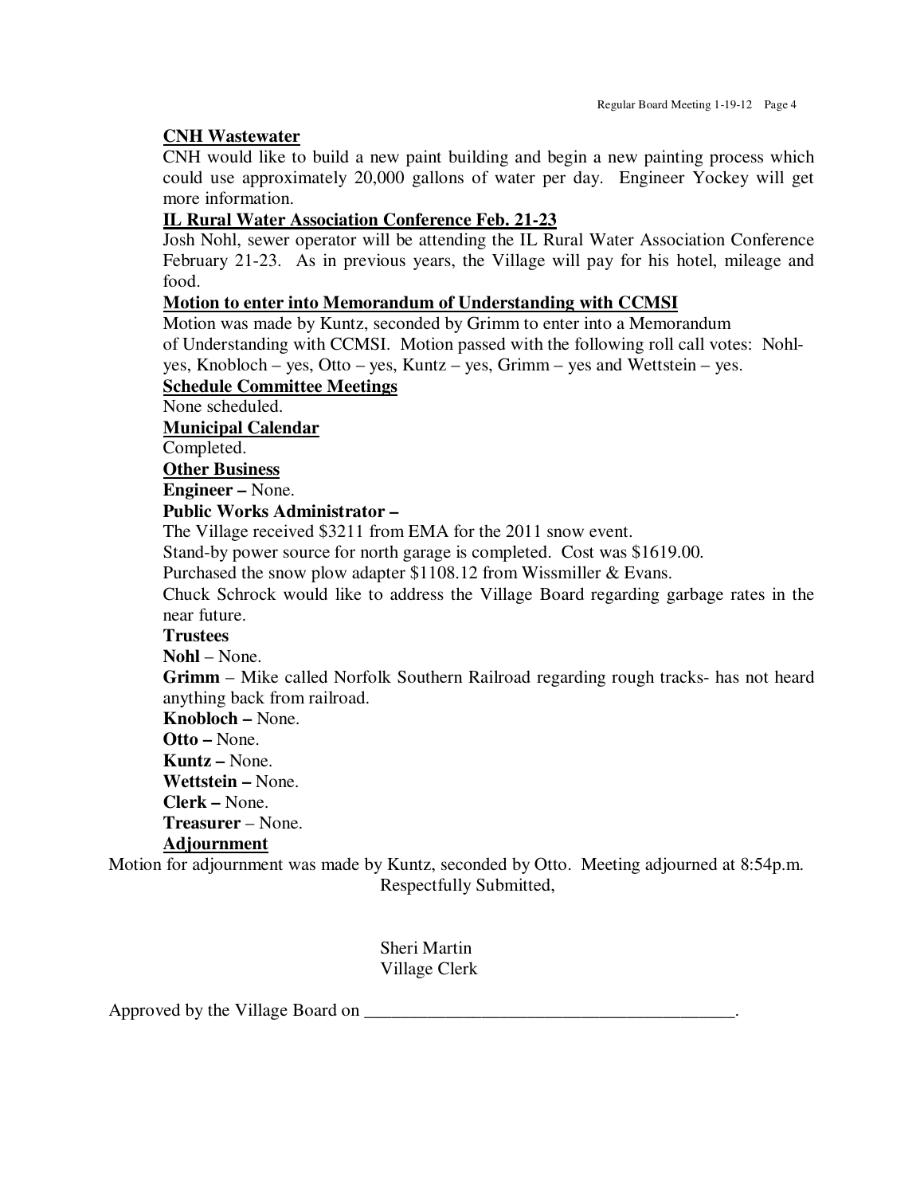**CNH Wastewater**

CNH would like to build a new paint building and begin a new painting process which could use approximately 20,000 gallons of water per day. Engineer Yockey will get more information.

**IL Rural Water Association Conference Feb. 21-23**

Josh Nohl, sewer operator will be attending the IL Rural Water Association Conference February 21-23. As in previous years, the Village will pay for his hotel, mileage and food.

**Motion to enter into Memorandum of Understanding with CCMSI**

Motion was made by Kuntz, seconded by Grimm to enter into a Memorandum of Understanding with CCMSI. Motion passed with the following roll call votes: Nohl-yes, Knobloch – yes, Otto – yes, Kuntz – yes, Grimm – yes and Wettstein – yes.

**Schedule Committee Meetings**

None scheduled.

**Municipal Calendar**

Completed.

**Other Business**

**Engineer –** None.

**Public Works Administrator –**

The Village received $3211 from EMA for the 2011 snow event.

Stand-by power source for north garage is completed. Cost was $1619.00.

Purchased the snow plow adapter $1108.12 from Wissmiller & Evans.

Chuck Schrock would like to address the Village Board regarding garbage rates in the near future.

**Trustees**

**Nohl** – None.

**Grimm** – Mike called Norfolk Southern Railroad regarding rough tracks- has not heard anything back from railroad.

**Knobloch –** None.

**Otto –** None.

**Kuntz –** None.

**Wettstein –** None.

**Clerk –** None.

**Treasurer** – None.

**Adjournment**

Motion for adjournment was made by Kuntz, seconded by Otto. Meeting adjourned at 8:54p.m.

Respectfully Submitted,

Sheri Martin
Village Clerk

Approved by the Village Board on \_\_\_\_\_\_\_\_\_\_\_\_\_\_\_\_\_\_\_\_\_\_\_\_\_\_\_\_\_\_\_\_\_\_\_\_\_\_\_\_\_\_\_.